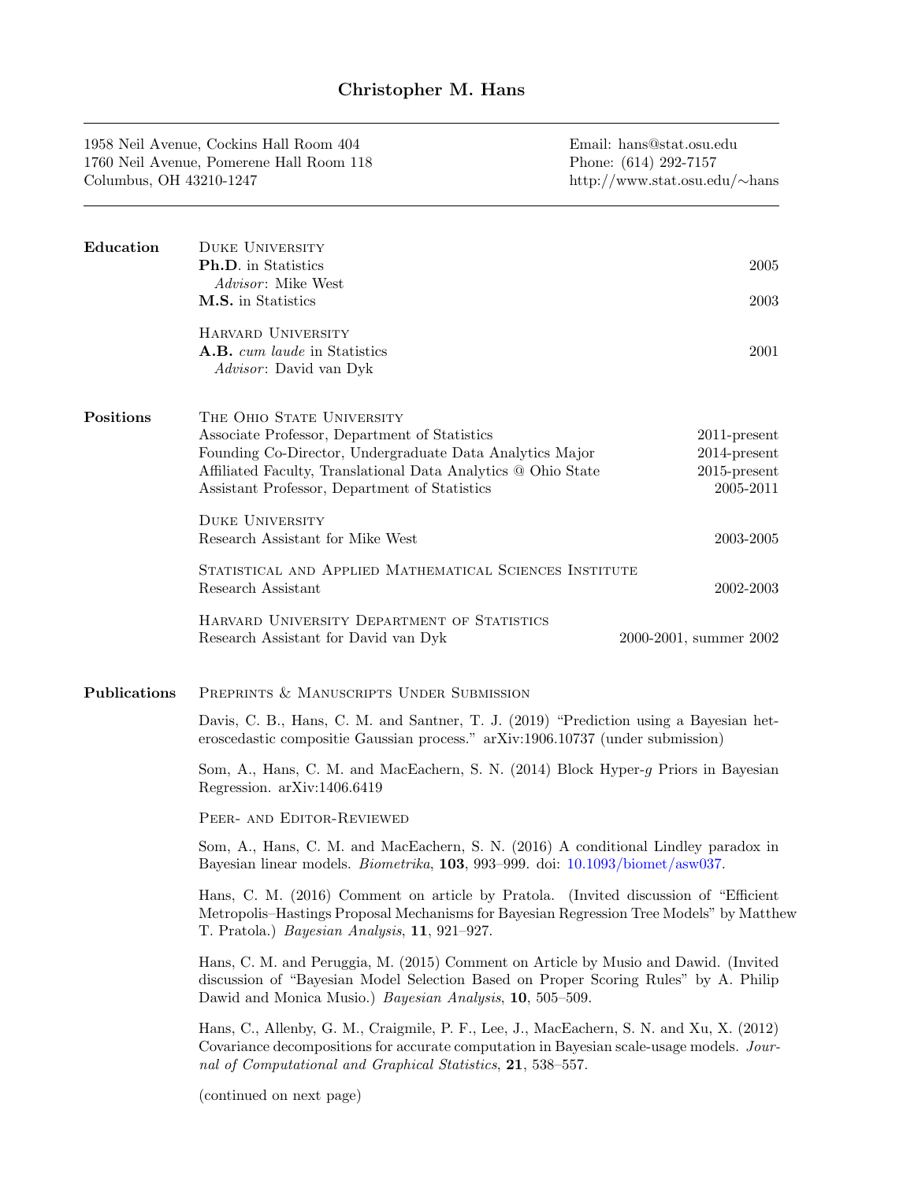# Christopher M. Hans

1958 Neil Avenue, Cockins Hall Room 404
1760 Neil Avenue, Pomerene Hall Room 118
Columbus, OH 43210-1247

Email: hans@stat.osu.edu
Phone: (614) 292-7157
http://www.stat.osu.edu/∼hans

## Education

**Duke University**

**Ph.D.** in Statistics — 2005
*Advisor*: Mike West

**M.S.** in Statistics — 2003

**Harvard University**

**A.B.** *cum laude* in Statistics — 2001
*Advisor*: David van Dyk

## Positions

**The Ohio State University**

Associate Professor, Department of Statistics — 2011-present
Founding Co-Director, Undergraduate Data Analytics Major — 2014-present
Affiliated Faculty, Translational Data Analytics @ Ohio State — 2015-present
Assistant Professor, Department of Statistics — 2005-2011

**Duke University**

Research Assistant for Mike West — 2003-2005

**Statistical and Applied Mathematical Sciences Institute**

Research Assistant — 2002-2003

**Harvard University Department of Statistics**

Research Assistant for David van Dyk — 2000-2001, summer 2002

## Publications

### Preprints & Manuscripts Under Submission

Davis, C. B., Hans, C. M. and Santner, T. J. (2019) "Prediction using a Bayesian heteroscedastic compositie Gaussian process." arXiv:1906.10737 (under submission)

Som, A., Hans, C. M. and MacEachern, S. N. (2014) Block Hyper-$g$ Priors in Bayesian Regression. arXiv:1406.6419

### Peer- and Editor-Reviewed

Som, A., Hans, C. M. and MacEachern, S. N. (2016) A conditional Lindley paradox in Bayesian linear models. *Biometrika*, **103**, 993–999. doi: 10.1093/biomet/asw037.

Hans, C. M. (2016) Comment on article by Pratola. (Invited discussion of "Efficient Metropolis–Hastings Proposal Mechanisms for Bayesian Regression Tree Models" by Matthew T. Pratola.) *Bayesian Analysis*, **11**, 921–927.

Hans, C. M. and Peruggia, M. (2015) Comment on Article by Musio and Dawid. (Invited discussion of "Bayesian Model Selection Based on Proper Scoring Rules" by A. Philip Dawid and Monica Musio.) *Bayesian Analysis*, **10**, 505–509.

Hans, C., Allenby, G. M., Craigmile, P. F., Lee, J., MacEachern, S. N. and Xu, X. (2012) Covariance decompositions for accurate computation in Bayesian scale-usage models. *Journal of Computational and Graphical Statistics*, **21**, 538–557.

(continued on next page)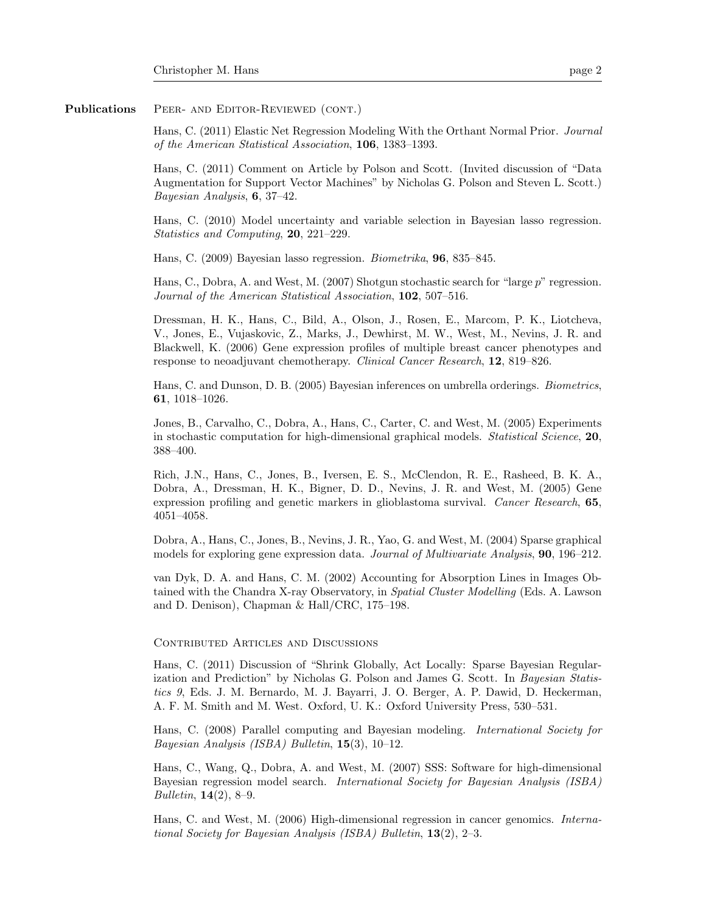**Publications**

Peer- and Editor-Reviewed (cont.)

Hans, C. (2011) Elastic Net Regression Modeling With the Orthant Normal Prior. *Journal of the American Statistical Association*, **106**, 1383–1393.

Hans, C. (2011) Comment on Article by Polson and Scott. (Invited discussion of "Data Augmentation for Support Vector Machines" by Nicholas G. Polson and Steven L. Scott.) *Bayesian Analysis*, **6**, 37–42.

Hans, C. (2010) Model uncertainty and variable selection in Bayesian lasso regression. *Statistics and Computing*, **20**, 221–229.

Hans, C. (2009) Bayesian lasso regression. *Biometrika*, **96**, 835–845.

Hans, C., Dobra, A. and West, M. (2007) Shotgun stochastic search for "large $p$" regression. *Journal of the American Statistical Association*, **102**, 507–516.

Dressman, H. K., Hans, C., Bild, A., Olson, J., Rosen, E., Marcom, P. K., Liotcheva, V., Jones, E., Vujaskovic, Z., Marks, J., Dewhirst, M. W., West, M., Nevins, J. R. and Blackwell, K. (2006) Gene expression profiles of multiple breast cancer phenotypes and response to neoadjuvant chemotherapy. *Clinical Cancer Research*, **12**, 819–826.

Hans, C. and Dunson, D. B. (2005) Bayesian inferences on umbrella orderings. *Biometrics*, **61**, 1018–1026.

Jones, B., Carvalho, C., Dobra, A., Hans, C., Carter, C. and West, M. (2005) Experiments in stochastic computation for high-dimensional graphical models. *Statistical Science*, **20**, 388–400.

Rich, J.N., Hans, C., Jones, B., Iversen, E. S., McClendon, R. E., Rasheed, B. K. A., Dobra, A., Dressman, H. K., Bigner, D. D., Nevins, J. R. and West, M. (2005) Gene expression profiling and genetic markers in glioblastoma survival. *Cancer Research*, **65**, 4051–4058.

Dobra, A., Hans, C., Jones, B., Nevins, J. R., Yao, G. and West, M. (2004) Sparse graphical models for exploring gene expression data. *Journal of Multivariate Analysis*, **90**, 196–212.

van Dyk, D. A. and Hans, C. M. (2002) Accounting for Absorption Lines in Images Obtained with the Chandra X-ray Observatory, in *Spatial Cluster Modelling* (Eds. A. Lawson and D. Denison), Chapman & Hall/CRC, 175–198.

Contributed Articles and Discussions

Hans, C. (2011) Discussion of "Shrink Globally, Act Locally: Sparse Bayesian Regularization and Prediction" by Nicholas G. Polson and James G. Scott. In *Bayesian Statistics 9*, Eds. J. M. Bernardo, M. J. Bayarri, J. O. Berger, A. P. Dawid, D. Heckerman, A. F. M. Smith and M. West. Oxford, U. K.: Oxford University Press, 530–531.

Hans, C. (2008) Parallel computing and Bayesian modeling. *International Society for Bayesian Analysis (ISBA) Bulletin*, **15**(3), 10–12.

Hans, C., Wang, Q., Dobra, A. and West, M. (2007) SSS: Software for high-dimensional Bayesian regression model search. *International Society for Bayesian Analysis (ISBA) Bulletin*, **14**(2), 8–9.

Hans, C. and West, M. (2006) High-dimensional regression in cancer genomics. *International Society for Bayesian Analysis (ISBA) Bulletin*, **13**(2), 2–3.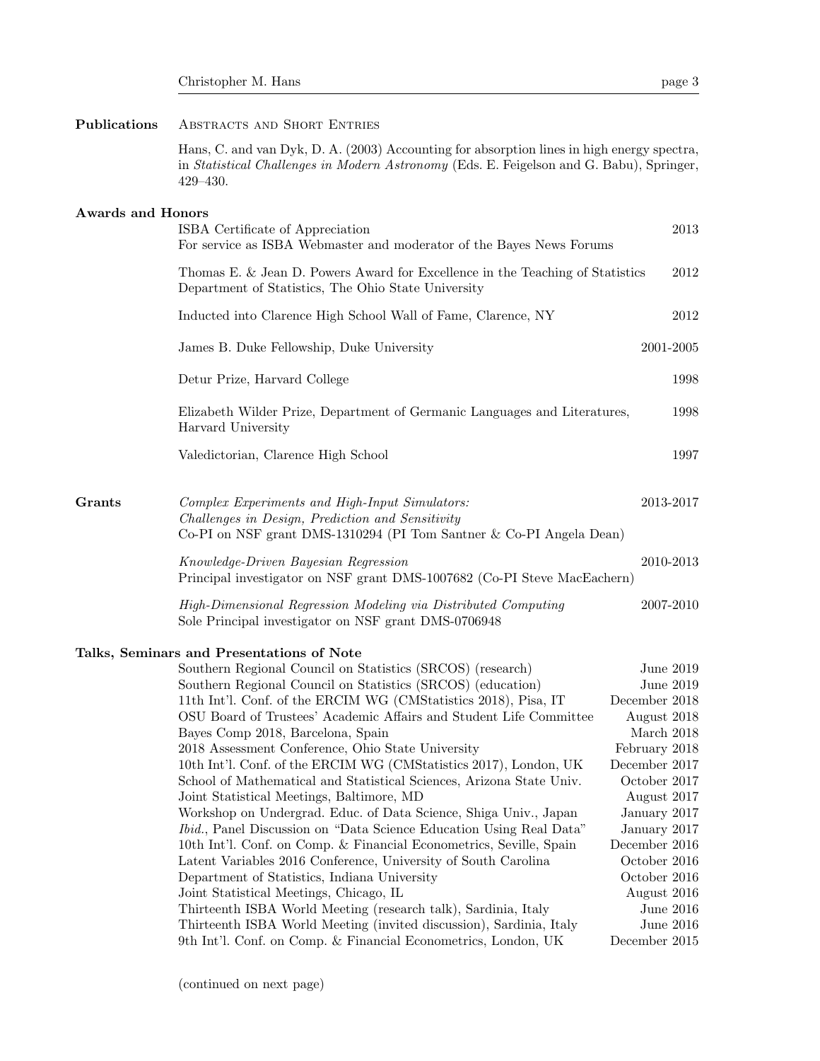## Publications

Abstracts and Short Entries

Hans, C. and van Dyk, D. A. (2003) Accounting for absorption lines in high energy spectra, in *Statistical Challenges in Modern Astronomy* (Eds. E. Feigelson and G. Babu), Springer, 429–430.

## Awards and Honors

ISBA Certificate of Appreciation — 2013
For service as ISBA Webmaster and moderator of the Bayes News Forums

Thomas E. & Jean D. Powers Award for Excellence in the Teaching of Statistics — 2012
Department of Statistics, The Ohio State University

Inducted into Clarence High School Wall of Fame, Clarence, NY — 2012

James B. Duke Fellowship, Duke University — 2001-2005

Detur Prize, Harvard College — 1998

Elizabeth Wilder Prize, Department of Germanic Languages and Literatures, Harvard University — 1998

Valedictorian, Clarence High School — 1997

## Grants

*Complex Experiments and High-Input Simulators: Challenges in Design, Prediction and Sensitivity* — 2013-2017
Co-PI on NSF grant DMS-1310294 (PI Tom Santner & Co-PI Angela Dean)

*Knowledge-Driven Bayesian Regression* — 2010-2013
Principal investigator on NSF grant DMS-1007682 (Co-PI Steve MacEachern)

*High-Dimensional Regression Modeling via Distributed Computing* — 2007-2010
Sole Principal investigator on NSF grant DMS-0706948

## Talks, Seminars and Presentations of Note

| Talk | Date |
|---|---|
| Southern Regional Council on Statistics (SRCOS) (research) | June 2019 |
| Southern Regional Council on Statistics (SRCOS) (education) | June 2019 |
| 11th Int'l. Conf. of the ERCIM WG (CMStatistics 2018), Pisa, IT | December 2018 |
| OSU Board of Trustees' Academic Affairs and Student Life Committee | August 2018 |
| Bayes Comp 2018, Barcelona, Spain | March 2018 |
| 2018 Assessment Conference, Ohio State University | February 2018 |
| 10th Int'l. Conf. of the ERCIM WG (CMStatistics 2017), London, UK | December 2017 |
| School of Mathematical and Statistical Sciences, Arizona State Univ. | October 2017 |
| Joint Statistical Meetings, Baltimore, MD | August 2017 |
| Workshop on Undergrad. Educ. of Data Science, Shiga Univ., Japan | January 2017 |
| *Ibid.*, Panel Discussion on "Data Science Education Using Real Data" | January 2017 |
| 10th Int'l. Conf. on Comp. & Financial Econometrics, Seville, Spain | December 2016 |
| Latent Variables 2016 Conference, University of South Carolina | October 2016 |
| Department of Statistics, Indiana University | October 2016 |
| Joint Statistical Meetings, Chicago, IL | August 2016 |
| Thirteenth ISBA World Meeting (research talk), Sardinia, Italy | June 2016 |
| Thirteenth ISBA World Meeting (invited discussion), Sardinia, Italy | June 2016 |
| 9th Int'l. Conf. on Comp. & Financial Econometrics, London, UK | December 2015 |

(continued on next page)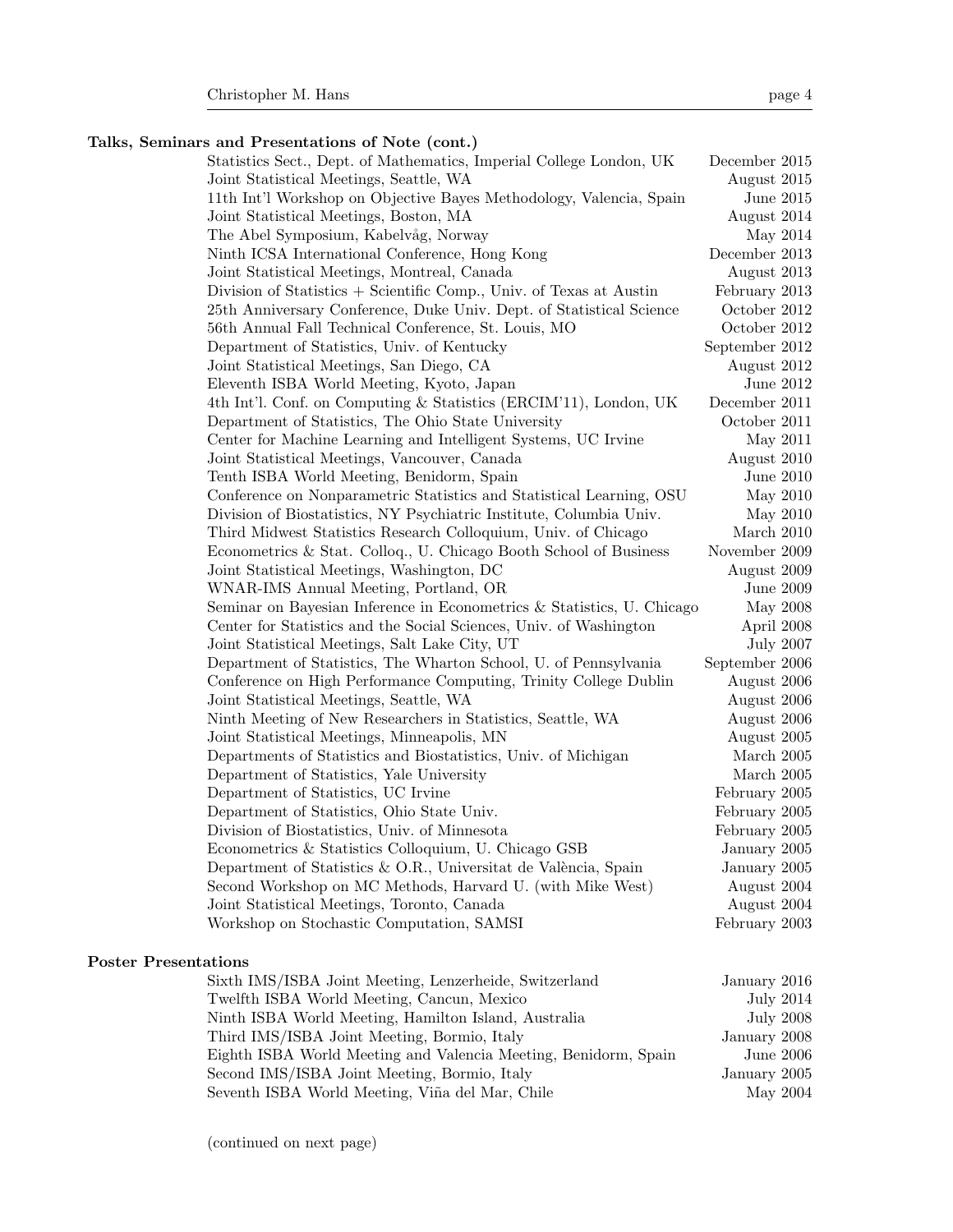**Talks, Seminars and Presentations of Note (cont.)**

| | |
|---|---|
| Statistics Sect., Dept. of Mathematics, Imperial College London, UK | December 2015 |
| Joint Statistical Meetings, Seattle, WA | August 2015 |
| 11th Int'l Workshop on Objective Bayes Methodology, Valencia, Spain | June 2015 |
| Joint Statistical Meetings, Boston, MA | August 2014 |
| The Abel Symposium, Kabelvåg, Norway | May 2014 |
| Ninth ICSA International Conference, Hong Kong | December 2013 |
| Joint Statistical Meetings, Montreal, Canada | August 2013 |
| Division of Statistics + Scientific Comp., Univ. of Texas at Austin | February 2013 |
| 25th Anniversary Conference, Duke Univ. Dept. of Statistical Science | October 2012 |
| 56th Annual Fall Technical Conference, St. Louis, MO | October 2012 |
| Department of Statistics, Univ. of Kentucky | September 2012 |
| Joint Statistical Meetings, San Diego, CA | August 2012 |
| Eleventh ISBA World Meeting, Kyoto, Japan | June 2012 |
| 4th Int'l. Conf. on Computing & Statistics (ERCIM'11), London, UK | December 2011 |
| Department of Statistics, The Ohio State University | October 2011 |
| Center for Machine Learning and Intelligent Systems, UC Irvine | May 2011 |
| Joint Statistical Meetings, Vancouver, Canada | August 2010 |
| Tenth ISBA World Meeting, Benidorm, Spain | June 2010 |
| Conference on Nonparametric Statistics and Statistical Learning, OSU | May 2010 |
| Division of Biostatistics, NY Psychiatric Institute, Columbia Univ. | May 2010 |
| Third Midwest Statistics Research Colloquium, Univ. of Chicago | March 2010 |
| Econometrics & Stat. Colloq., U. Chicago Booth School of Business | November 2009 |
| Joint Statistical Meetings, Washington, DC | August 2009 |
| WNAR-IMS Annual Meeting, Portland, OR | June 2009 |
| Seminar on Bayesian Inference in Econometrics & Statistics, U. Chicago | May 2008 |
| Center for Statistics and the Social Sciences, Univ. of Washington | April 2008 |
| Joint Statistical Meetings, Salt Lake City, UT | July 2007 |
| Department of Statistics, The Wharton School, U. of Pennsylvania | September 2006 |
| Conference on High Performance Computing, Trinity College Dublin | August 2006 |
| Joint Statistical Meetings, Seattle, WA | August 2006 |
| Ninth Meeting of New Researchers in Statistics, Seattle, WA | August 2006 |
| Joint Statistical Meetings, Minneapolis, MN | August 2005 |
| Departments of Statistics and Biostatistics, Univ. of Michigan | March 2005 |
| Department of Statistics, Yale University | March 2005 |
| Department of Statistics, UC Irvine | February 2005 |
| Department of Statistics, Ohio State Univ. | February 2005 |
| Division of Biostatistics, Univ. of Minnesota | February 2005 |
| Econometrics & Statistics Colloquium, U. Chicago GSB | January 2005 |
| Department of Statistics & O.R., Universitat de València, Spain | January 2005 |
| Second Workshop on MC Methods, Harvard U. (with Mike West) | August 2004 |
| Joint Statistical Meetings, Toronto, Canada | August 2004 |
| Workshop on Stochastic Computation, SAMSI | February 2003 |

**Poster Presentations**

| | |
|---|---|
| Sixth IMS/ISBA Joint Meeting, Lenzerheide, Switzerland | January 2016 |
| Twelfth ISBA World Meeting, Cancun, Mexico | July 2014 |
| Ninth ISBA World Meeting, Hamilton Island, Australia | July 2008 |
| Third IMS/ISBA Joint Meeting, Bormio, Italy | January 2008 |
| Eighth ISBA World Meeting and Valencia Meeting, Benidorm, Spain | June 2006 |
| Second IMS/ISBA Joint Meeting, Bormio, Italy | January 2005 |
| Seventh ISBA World Meeting, Viña del Mar, Chile | May 2004 |

(continued on next page)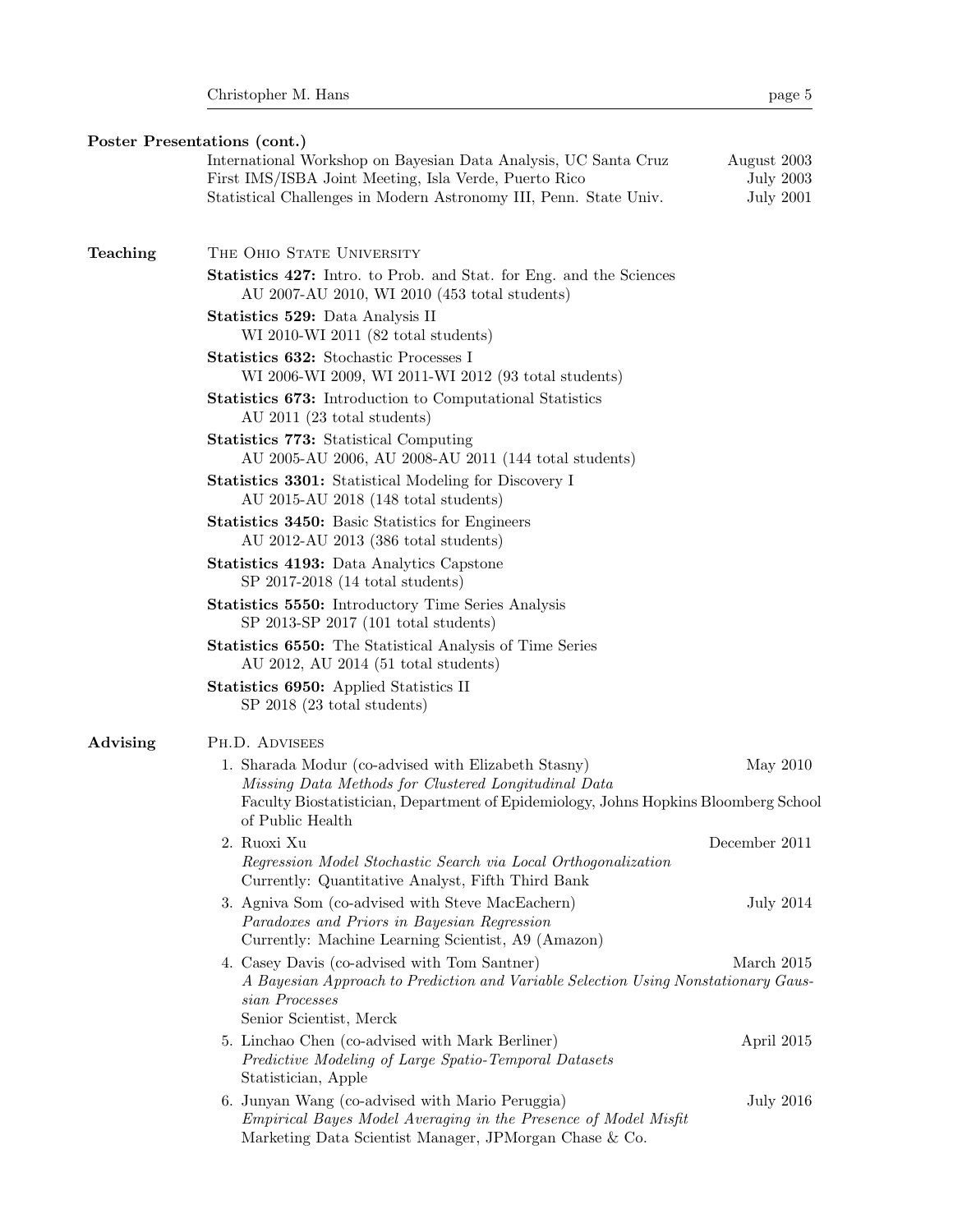## Poster Presentations (cont.)

- International Workshop on Bayesian Data Analysis, UC Santa Cruz — August 2003
- First IMS/ISBA Joint Meeting, Isla Verde, Puerto Rico — July 2003
- Statistical Challenges in Modern Astronomy III, Penn. State Univ. — July 2001

## Teaching

The Ohio State University

**Statistics 427:** Intro. to Prob. and Stat. for Eng. and the Sciences
AU 2007-AU 2010, WI 2010 (453 total students)

**Statistics 529:** Data Analysis II
WI 2010-WI 2011 (82 total students)

**Statistics 632:** Stochastic Processes I
WI 2006-WI 2009, WI 2011-WI 2012 (93 total students)

**Statistics 673:** Introduction to Computational Statistics
AU 2011 (23 total students)

**Statistics 773:** Statistical Computing
AU 2005-AU 2006, AU 2008-AU 2011 (144 total students)

**Statistics 3301:** Statistical Modeling for Discovery I
AU 2015-AU 2018 (148 total students)

**Statistics 3450:** Basic Statistics for Engineers
AU 2012-AU 2013 (386 total students)

**Statistics 4193:** Data Analytics Capstone
SP 2017-2018 (14 total students)

**Statistics 5550:** Introductory Time Series Analysis
SP 2013-SP 2017 (101 total students)

**Statistics 6550:** The Statistical Analysis of Time Series
AU 2012, AU 2014 (51 total students)

**Statistics 6950:** Applied Statistics II
SP 2018 (23 total students)

## Advising

Ph.D. Advisees

1. Sharada Modur (co-advised with Elizabeth Stasny) — May 2010
   *Missing Data Methods for Clustered Longitudinal Data*
   Faculty Biostatistician, Department of Epidemiology, Johns Hopkins Bloomberg School of Public Health
2. Ruoxi Xu — December 2011
   *Regression Model Stochastic Search via Local Orthogonalization*
   Currently: Quantitative Analyst, Fifth Third Bank
3. Agniva Som (co-advised with Steve MacEachern) — July 2014
   *Paradoxes and Priors in Bayesian Regression*
   Currently: Machine Learning Scientist, A9 (Amazon)
4. Casey Davis (co-advised with Tom Santner) — March 2015
   *A Bayesian Approach to Prediction and Variable Selection Using Nonstationary Gaussian Processes*
   Senior Scientist, Merck
5. Linchao Chen (co-advised with Mark Berliner) — April 2015
   *Predictive Modeling of Large Spatio-Temporal Datasets*
   Statistician, Apple
6. Junyan Wang (co-advised with Mario Peruggia) — July 2016
   *Empirical Bayes Model Averaging in the Presence of Model Misfit*
   Marketing Data Scientist Manager, JPMorgan Chase & Co.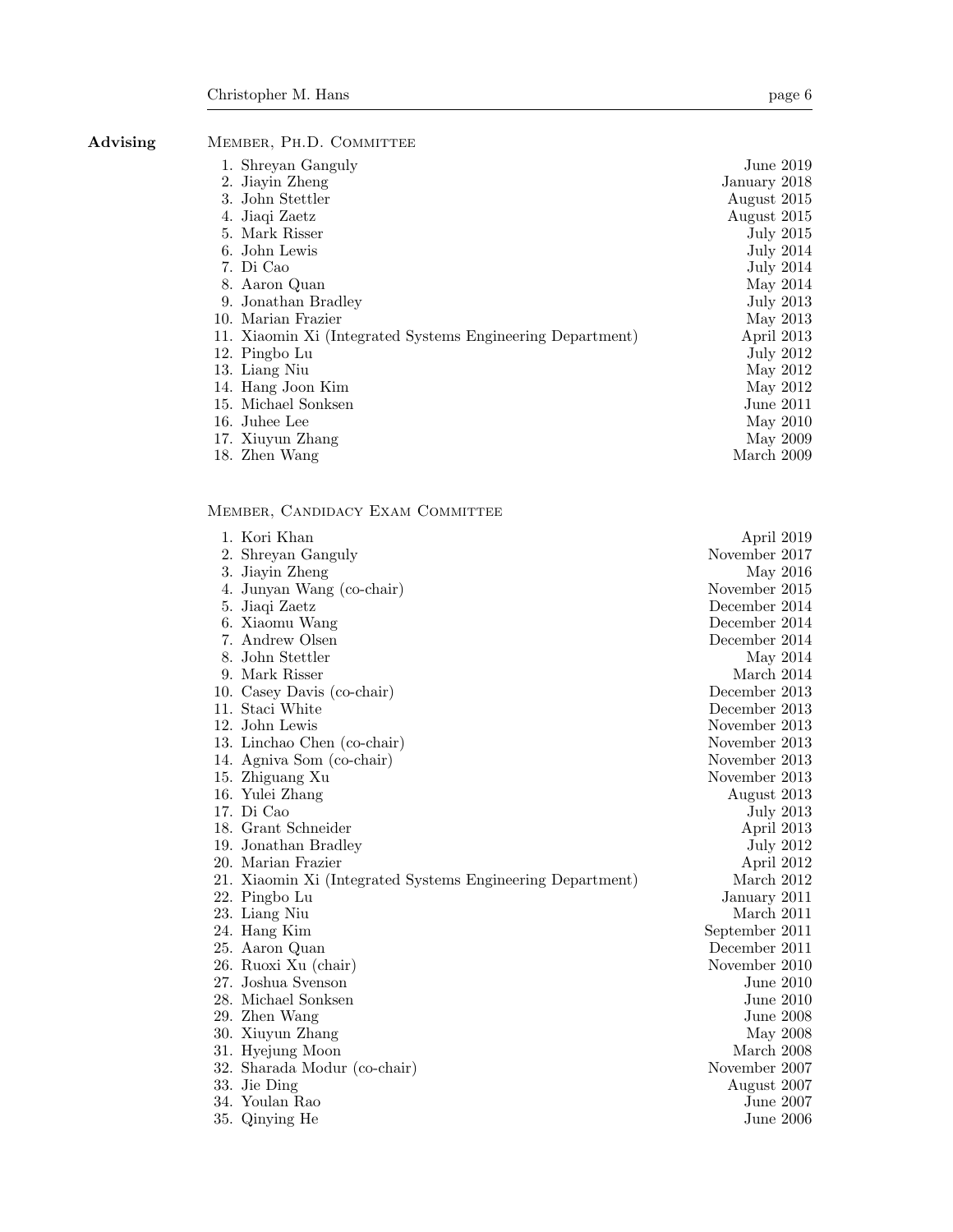## Advising

### Member, Ph.D. Committee

1. Shreyan Ganguly — June 2019
2. Jiayin Zheng — January 2018
3. John Stettler — August 2015
4. Jiaqi Zaetz — August 2015
5. Mark Risser — July 2015
6. John Lewis — July 2014
7. Di Cao — July 2014
8. Aaron Quan — May 2014
9. Jonathan Bradley — July 2013
10. Marian Frazier — May 2013
11. Xiaomin Xi (Integrated Systems Engineering Department) — April 2013
12. Pingbo Lu — July 2012
13. Liang Niu — May 2012
14. Hang Joon Kim — May 2012
15. Michael Sonksen — June 2011
16. Juhee Lee — May 2010
17. Xiuyun Zhang — May 2009
18. Zhen Wang — March 2009

### Member, Candidacy Exam Committee

1. Kori Khan — April 2019
2. Shreyan Ganguly — November 2017
3. Jiayin Zheng — May 2016
4. Junyan Wang (co-chair) — November 2015
5. Jiaqi Zaetz — December 2014
6. Xiaomu Wang — December 2014
7. Andrew Olsen — December 2014
8. John Stettler — May 2014
9. Mark Risser — March 2014
10. Casey Davis (co-chair) — December 2013
11. Staci White — December 2013
12. John Lewis — November 2013
13. Linchao Chen (co-chair) — November 2013
14. Agniva Som (co-chair) — November 2013
15. Zhiguang Xu — November 2013
16. Yulei Zhang — August 2013
17. Di Cao — July 2013
18. Grant Schneider — April 2013
19. Jonathan Bradley — July 2012
20. Marian Frazier — April 2012
21. Xiaomin Xi (Integrated Systems Engineering Department) — March 2012
22. Pingbo Lu — January 2011
23. Liang Niu — March 2011
24. Hang Kim — September 2011
25. Aaron Quan — December 2011
26. Ruoxi Xu (chair) — November 2010
27. Joshua Svenson — June 2010
28. Michael Sonksen — June 2010
29. Zhen Wang — June 2008
30. Xiuyun Zhang — May 2008
31. Hyejung Moon — March 2008
32. Sharada Modur (co-chair) — November 2007
33. Jie Ding — August 2007
34. Youlan Rao — June 2007
35. Qinying He — June 2006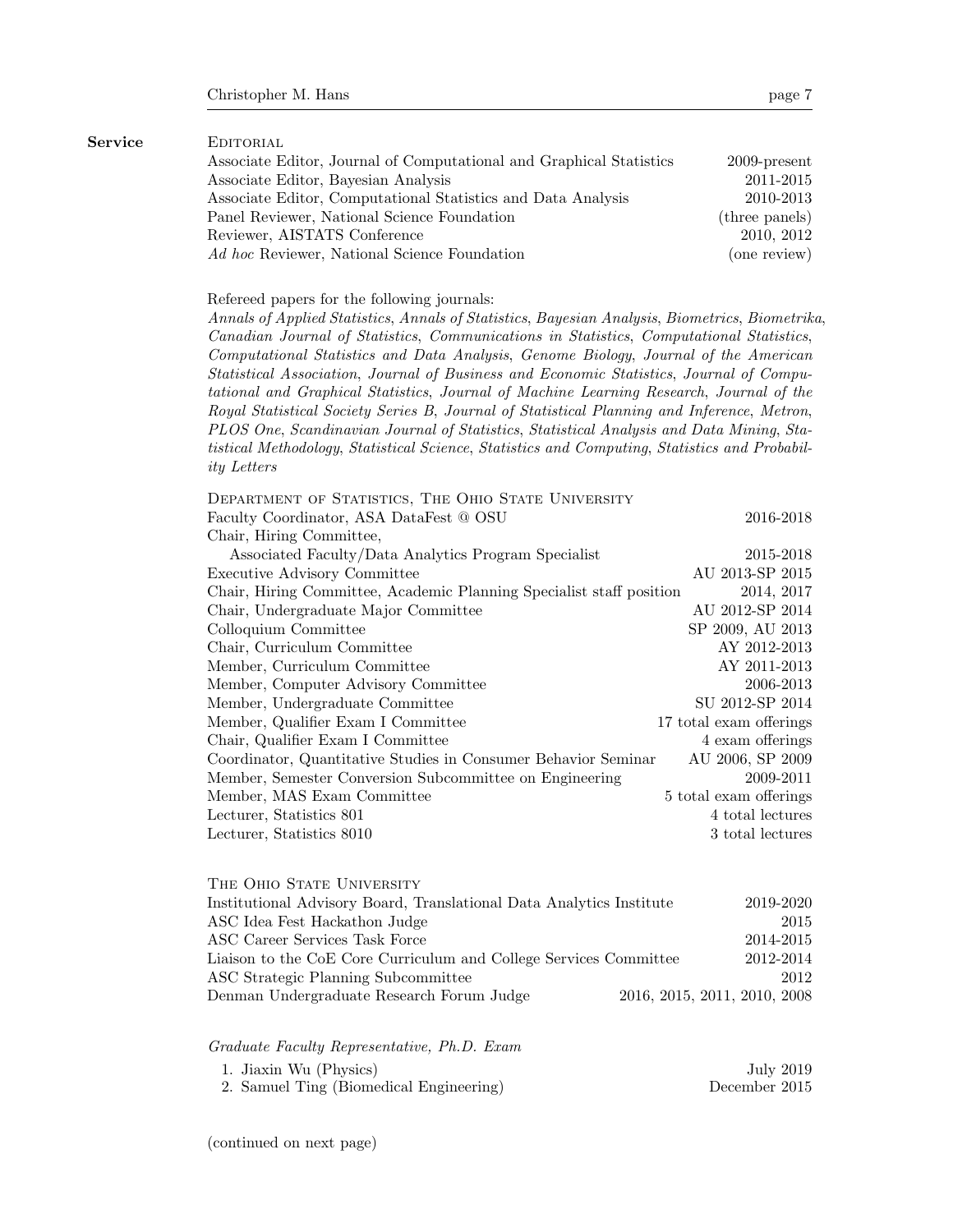## Service

### Editorial

| | |
|---|---|
| Associate Editor, Journal of Computational and Graphical Statistics | 2009-present |
| Associate Editor, Bayesian Analysis | 2011-2015 |
| Associate Editor, Computational Statistics and Data Analysis | 2010-2013 |
| Panel Reviewer, National Science Foundation | (three panels) |
| Reviewer, AISTATS Conference | 2010, 2012 |
| *Ad hoc* Reviewer, National Science Foundation | (one review) |

Refereed papers for the following journals:
*Annals of Applied Statistics*, *Annals of Statistics*, *Bayesian Analysis*, *Biometrics*, *Biometrika*, *Canadian Journal of Statistics*, *Communications in Statistics*, *Computational Statistics*, *Computational Statistics and Data Analysis*, *Genome Biology*, *Journal of the American Statistical Association*, *Journal of Business and Economic Statistics*, *Journal of Computational and Graphical Statistics*, *Journal of Machine Learning Research*, *Journal of the Royal Statistical Society Series B*, *Journal of Statistical Planning and Inference*, *Metron*, *PLOS One*, *Scandinavian Journal of Statistics*, *Statistical Analysis and Data Mining*, *Statistical Methodology*, *Statistical Science*, *Statistics and Computing*, *Statistics and Probability Letters*

### Department of Statistics, The Ohio State University

| | |
|---|---|
| Faculty Coordinator, ASA DataFest @ OSU | 2016-2018 |
| Chair, Hiring Committee, Associated Faculty/Data Analytics Program Specialist | 2015-2018 |
| Executive Advisory Committee | AU 2013-SP 2015 |
| Chair, Hiring Committee, Academic Planning Specialist staff position | 2014, 2017 |
| Chair, Undergraduate Major Committee | AU 2012-SP 2014 |
| Colloquium Committee | SP 2009, AU 2013 |
| Chair, Curriculum Committee | AY 2012-2013 |
| Member, Curriculum Committee | AY 2011-2013 |
| Member, Computer Advisory Committee | 2006-2013 |
| Member, Undergraduate Committee | SU 2012-SP 2014 |
| Member, Qualifier Exam I Committee | 17 total exam offerings |
| Chair, Qualifier Exam I Committee | 4 exam offerings |
| Coordinator, Quantitative Studies in Consumer Behavior Seminar | AU 2006, SP 2009 |
| Member, Semester Conversion Subcommittee on Engineering | 2009-2011 |
| Member, MAS Exam Committee | 5 total exam offerings |
| Lecturer, Statistics 801 | 4 total lectures |
| Lecturer, Statistics 8010 | 3 total lectures |

### The Ohio State University

| | |
|---|---|
| Institutional Advisory Board, Translational Data Analytics Institute | 2019-2020 |
| ASC Idea Fest Hackathon Judge | 2015 |
| ASC Career Services Task Force | 2014-2015 |
| Liaison to the CoE Core Curriculum and College Services Committee | 2012-2014 |
| ASC Strategic Planning Subcommittee | 2012 |
| Denman Undergraduate Research Forum Judge | 2016, 2015, 2011, 2010, 2008 |

*Graduate Faculty Representative, Ph.D. Exam*

1. Jiaxin Wu (Physics) — July 2019
2. Samuel Ting (Biomedical Engineering) — December 2015

(continued on next page)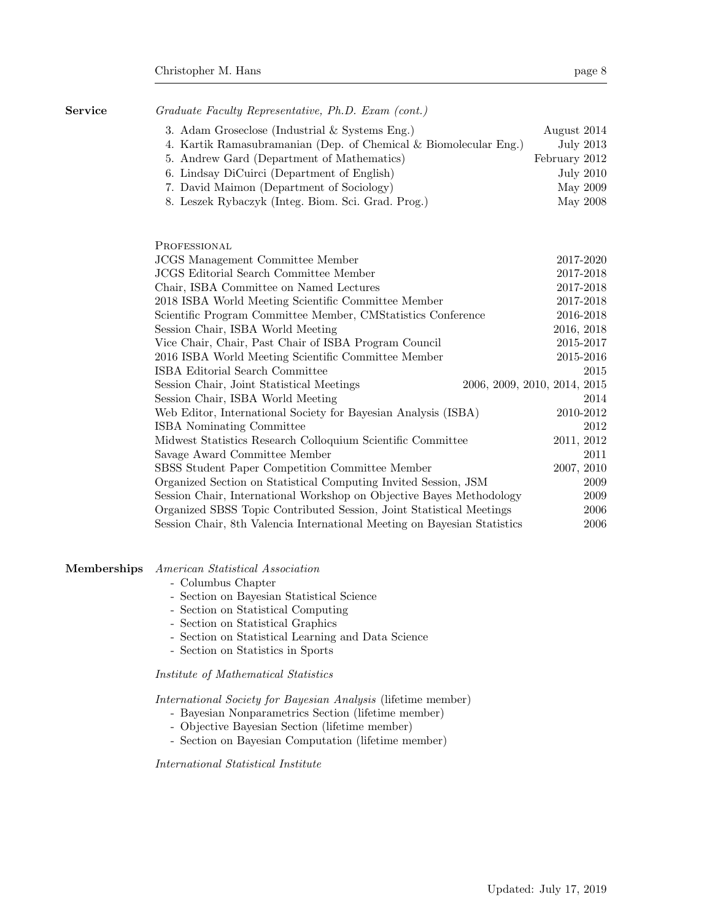## Service

*Graduate Faculty Representative, Ph.D. Exam (cont.)*

3. Adam Groseclose (Industrial & Systems Eng.) — August 2014
4. Kartik Ramasubramanian (Dep. of Chemical & Biomolecular Eng.) — July 2013
5. Andrew Gard (Department of Mathematics) — February 2012
6. Lindsay DiCuirci (Department of English) — July 2010
7. David Maimon (Department of Sociology) — May 2009
8. Leszek Rybaczyk (Integ. Biom. Sci. Grad. Prog.) — May 2008

Professional

| | |
|---|---|
| JCGS Management Committee Member | 2017-2020 |
| JCGS Editorial Search Committee Member | 2017-2018 |
| Chair, ISBA Committee on Named Lectures | 2017-2018 |
| 2018 ISBA World Meeting Scientific Committee Member | 2017-2018 |
| Scientific Program Committee Member, CMStatistics Conference | 2016-2018 |
| Session Chair, ISBA World Meeting | 2016, 2018 |
| Vice Chair, Chair, Past Chair of ISBA Program Council | 2015-2017 |
| 2016 ISBA World Meeting Scientific Committee Member | 2015-2016 |
| ISBA Editorial Search Committee | 2015 |
| Session Chair, Joint Statistical Meetings | 2006, 2009, 2010, 2014, 2015 |
| Session Chair, ISBA World Meeting | 2014 |
| Web Editor, International Society for Bayesian Analysis (ISBA) | 2010-2012 |
| ISBA Nominating Committee | 2012 |
| Midwest Statistics Research Colloquium Scientific Committee | 2011, 2012 |
| Savage Award Committee Member | 2011 |
| SBSS Student Paper Competition Committee Member | 2007, 2010 |
| Organized Section on Statistical Computing Invited Session, JSM | 2009 |
| Session Chair, International Workshop on Objective Bayes Methodology | 2009 |
| Organized SBSS Topic Contributed Session, Joint Statistical Meetings | 2006 |
| Session Chair, 8th Valencia International Meeting on Bayesian Statistics | 2006 |

## Memberships

*American Statistical Association*
- Columbus Chapter
- Section on Bayesian Statistical Science
- Section on Statistical Computing
- Section on Statistical Graphics
- Section on Statistical Learning and Data Science
- Section on Statistics in Sports

*Institute of Mathematical Statistics*

*International Society for Bayesian Analysis* (lifetime member)
- Bayesian Nonparametrics Section (lifetime member)
- Objective Bayesian Section (lifetime member)
- Section on Bayesian Computation (lifetime member)

*International Statistical Institute*

Updated: July 17, 2019